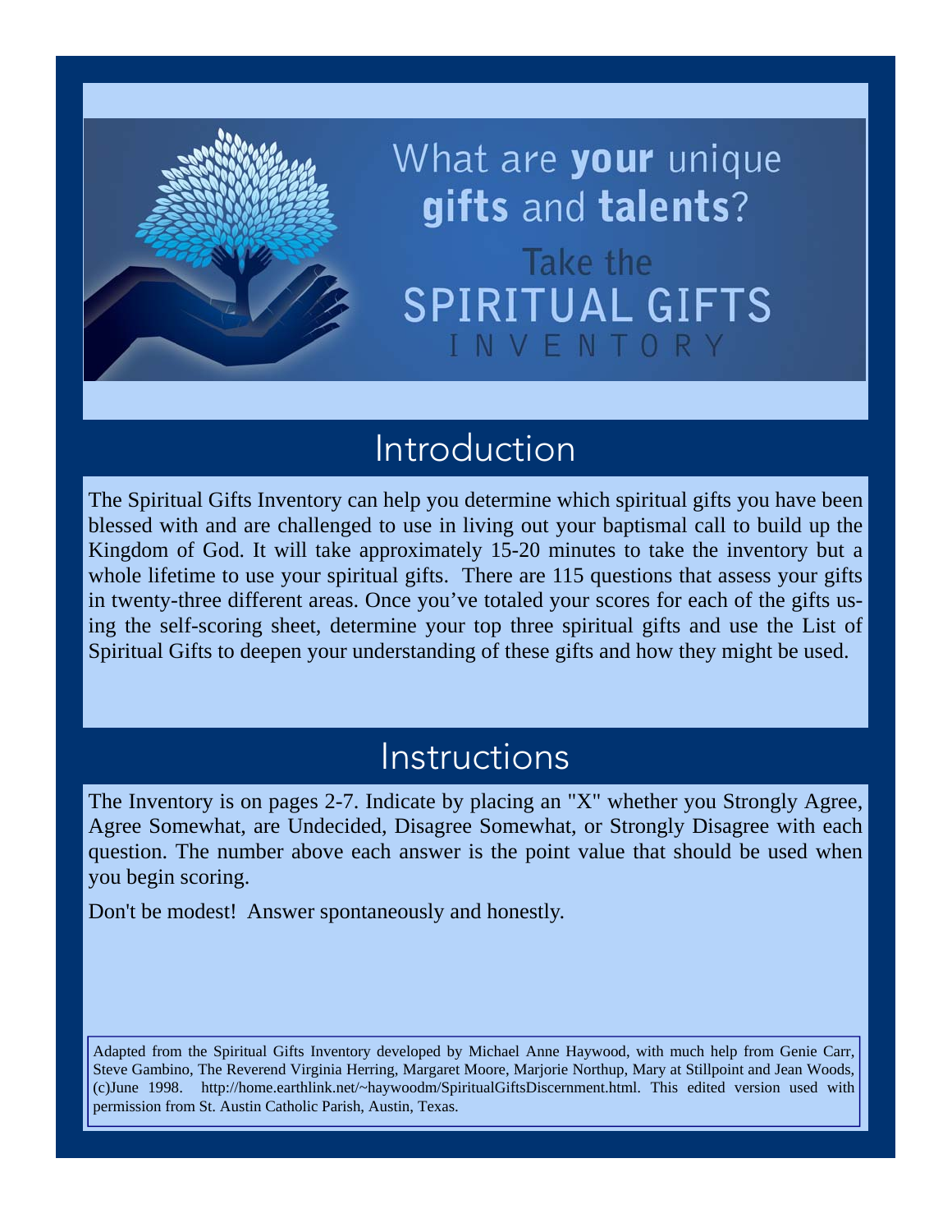What are **your** unique **gifts** and **talents**?

Take the

# SPIRITUAL GIFTS INVENTORY

## Introduction

The Spiritual Gifts Inventory can help you determine which spiritual gifts you have been blessed with and are challenged to use in living out your baptismal call to build up the Kingdom of God. It will take approximately 15-20 minutes to take the inventory but a whole lifetime to use your spiritual gifts. There are 115 questions that assess your gifts in twenty-three different areas. Once you've totaled your scores for each of the gifts using the self-scoring sheet, determine your top three spiritual gifts and use the List of Spiritual Gifts to deepen your understanding of these gifts and how they might be used.

## Instructions

The Inventory is on pages 2-7. Indicate by placing an "X" whether you Strongly Agree, Agree Somewhat, are Undecided, Disagree Somewhat, or Strongly Disagree with each question. The number above each answer is the point value that should be used when you begin scoring.

Don't be modest! Answer spontaneously and honestly.

Adapted from the Spiritual Gifts Inventory developed by Michael Anne Haywood, with much help from Genie Carr, Steve Gambino, The Reverend Virginia Herring, Margaret Moore, Marjorie Northup, Mary at Stillpoint and Jean Woods, (c)June 1998. http://home.earthlink.net/~haywoodm/SpiritualGiftsDiscernment.html. This edited version used with permission from St. Austin Catholic Parish, Austin, Texas.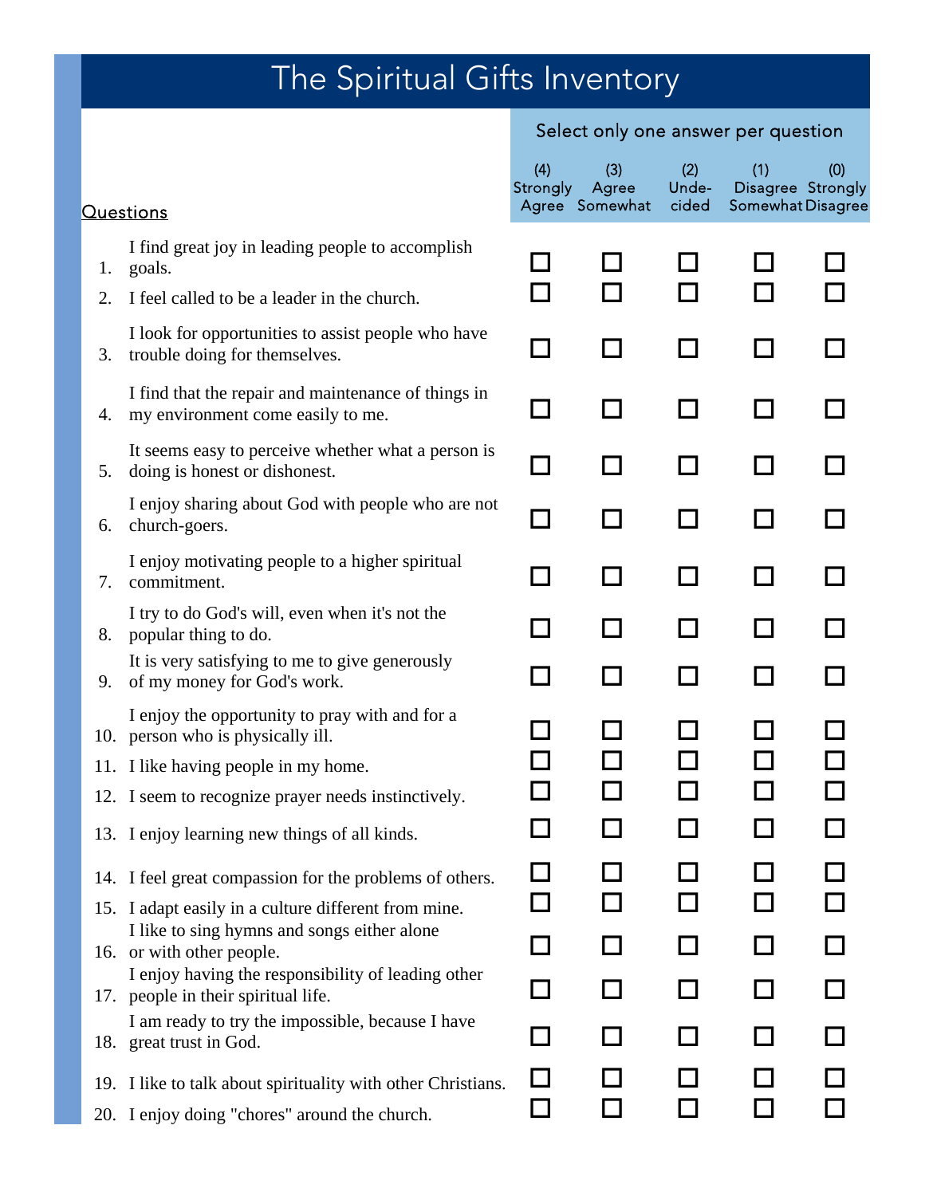# The Spiritual Gifts Inventory

| Questions | Select only one answer per question | | | | |
|---|---|---|---|---|---|
| | (4) Strongly Agree | (3) Agree Somewhat | (2) Undecided | (1) Disagree Somewhat | (0) Strongly Disagree |
| 1. I find great joy in leading people to accomplish goals. | ☐ | ☐ | ☐ | ☐ | ☐ |
| 2. I feel called to be a leader in the church. | ☐ | ☐ | ☐ | ☐ | ☐ |
| 3. I look for opportunities to assist people who have trouble doing for themselves. | ☐ | ☐ | ☐ | ☐ | ☐ |
| 4. I find that the repair and maintenance of things in my environment come easily to me. | ☐ | ☐ | ☐ | ☐ | ☐ |
| 5. It seems easy to perceive whether what a person is doing is honest or dishonest. | ☐ | ☐ | ☐ | ☐ | ☐ |
| 6. I enjoy sharing about God with people who are not church-goers. | ☐ | ☐ | ☐ | ☐ | ☐ |
| 7. I enjoy motivating people to a higher spiritual commitment. | ☐ | ☐ | ☐ | ☐ | ☐ |
| 8. I try to do God's will, even when it's not the popular thing to do. | ☐ | ☐ | ☐ | ☐ | ☐ |
| 9. It is very satisfying to me to give generously of my money for God's work. | ☐ | ☐ | ☐ | ☐ | ☐ |
| 10. I enjoy the opportunity to pray with and for a person who is physically ill. | ☐ | ☐ | ☐ | ☐ | ☐ |
| 11. I like having people in my home. | ☐ | ☐ | ☐ | ☐ | ☐ |
| 12. I seem to recognize prayer needs instinctively. | ☐ | ☐ | ☐ | ☐ | ☐ |
| 13. I enjoy learning new things of all kinds. | ☐ | ☐ | ☐ | ☐ | ☐ |
| 14. I feel great compassion for the problems of others. | ☐ | ☐ | ☐ | ☐ | ☐ |
| 15. I adapt easily in a culture different from mine. | ☐ | ☐ | ☐ | ☐ | ☐ |
| 16. I like to sing hymns and songs either alone or with other people. | ☐ | ☐ | ☐ | ☐ | ☐ |
| 17. I enjoy having the responsibility of leading other people in their spiritual life. | ☐ | ☐ | ☐ | ☐ | ☐ |
| 18. I am ready to try the impossible, because I have great trust in God. | ☐ | ☐ | ☐ | ☐ | ☐ |
| 19. I like to talk about spirituality with other Christians. | ☐ | ☐ | ☐ | ☐ | ☐ |
| 20. I enjoy doing "chores" around the church. | ☐ | ☐ | ☐ | ☐ | ☐ |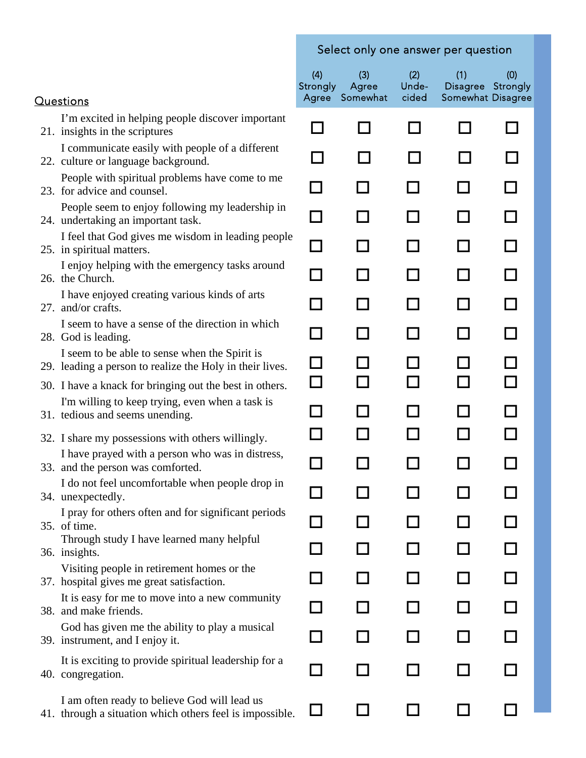| Questions | (4) Strongly Agree | (3) Agree Somewhat | (2) Unde-cided | (1) Disagree Somewhat | (0) Strongly Disagree |
|---|---|---|---|---|---|
| | Select only one answer per question | | | | |
| 21. I'm excited in helping people discover important insights in the scriptures | ☐ | ☐ | ☐ | ☐ | ☐ |
| 22. I communicate easily with people of a different culture or language background. | ☐ | ☐ | ☐ | ☐ | ☐ |
| 23. People with spiritual problems have come to me for advice and counsel. | ☐ | ☐ | ☐ | ☐ | ☐ |
| 24. People seem to enjoy following my leadership in undertaking an important task. | ☐ | ☐ | ☐ | ☐ | ☐ |
| 25. I feel that God gives me wisdom in leading people in spiritual matters. | ☐ | ☐ | ☐ | ☐ | ☐ |
| 26. I enjoy helping with the emergency tasks around the Church. | ☐ | ☐ | ☐ | ☐ | ☐ |
| 27. I have enjoyed creating various kinds of arts and/or crafts. | ☐ | ☐ | ☐ | ☐ | ☐ |
| 28. I seem to have a sense of the direction in which God is leading. | ☐ | ☐ | ☐ | ☐ | ☐ |
| 29. I seem to be able to sense when the Spirit is leading a person to realize the Holy in their lives. | ☐ | ☐ | ☐ | ☐ | ☐ |
| 30. I have a knack for bringing out the best in others. | ☐ | ☐ | ☐ | ☐ | ☐ |
| 31. I'm willing to keep trying, even when a task is tedious and seems unending. | ☐ | ☐ | ☐ | ☐ | ☐ |
| 32. I share my possessions with others willingly. | ☐ | ☐ | ☐ | ☐ | ☐ |
| 33. I have prayed with a person who was in distress, and the person was comforted. | ☐ | ☐ | ☐ | ☐ | ☐ |
| 34. I do not feel uncomfortable when people drop in unexpectedly. | ☐ | ☐ | ☐ | ☐ | ☐ |
| 35. I pray for others often and for significant periods of time. | ☐ | ☐ | ☐ | ☐ | ☐ |
| 36. Through study I have learned many helpful insights. | ☐ | ☐ | ☐ | ☐ | ☐ |
| 37. Visiting people in retirement homes or the hospital gives me great satisfaction. | ☐ | ☐ | ☐ | ☐ | ☐ |
| 38. It is easy for me to move into a new community and make friends. | ☐ | ☐ | ☐ | ☐ | ☐ |
| 39. God has given me the ability to play a musical instrument, and I enjoy it. | ☐ | ☐ | ☐ | ☐ | ☐ |
| 40. It is exciting to provide spiritual leadership for a congregation. | ☐ | ☐ | ☐ | ☐ | ☐ |
| 41. I am often ready to believe God will lead us through a situation which others feel is impossible. | ☐ | ☐ | ☐ | ☐ | ☐ |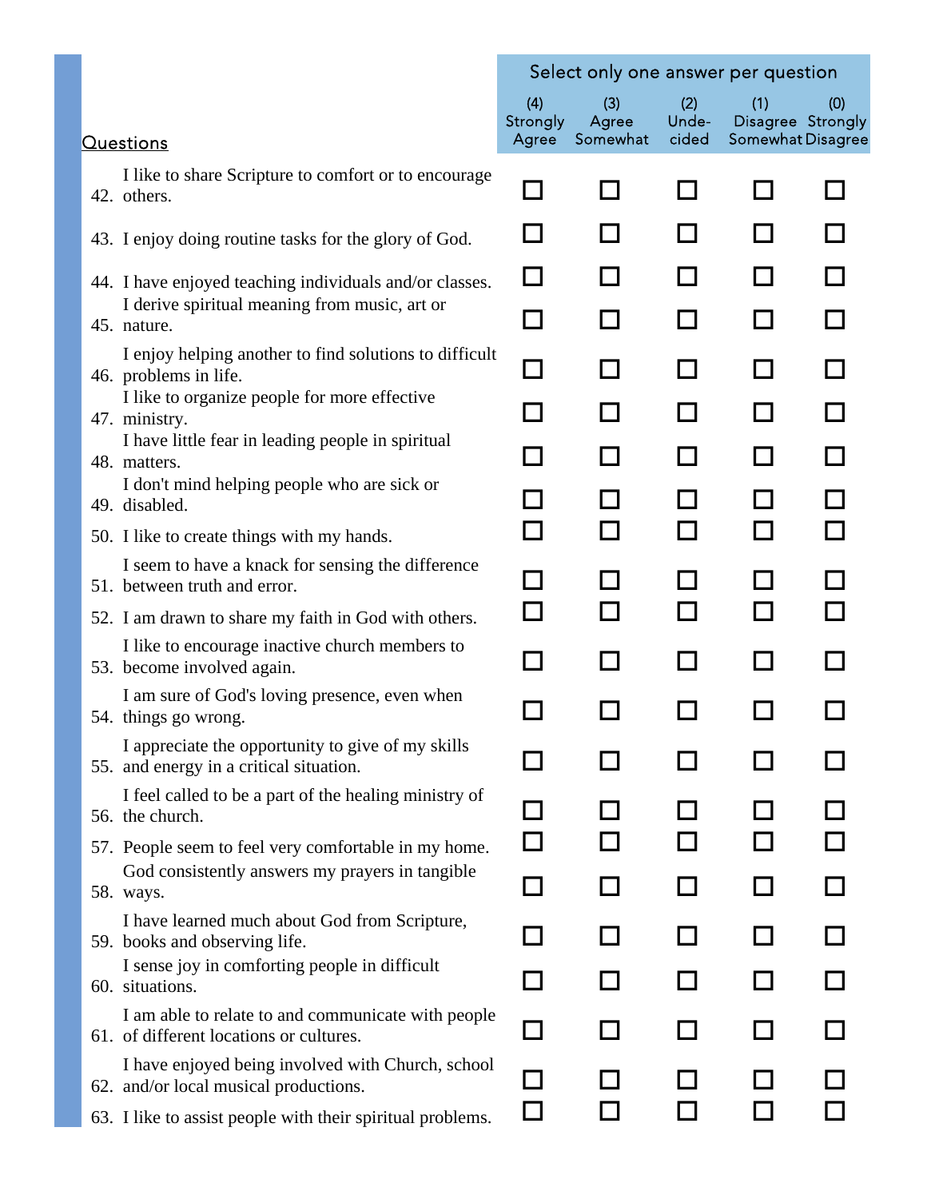| Questions | Select only one answer per question | | | | |
|---|---|---|---|---|---|
| | (4) Strongly Agree | (3) Agree Somewhat | (2) Unde-cided | (1) Disagree Somewhat | (0) Strongly Disagree |
| 42. I like to share Scripture to comfort or to encourage others. | ☐ | ☐ | ☐ | ☐ | ☐ |
| 43. I enjoy doing routine tasks for the glory of God. | ☐ | ☐ | ☐ | ☐ | ☐ |
| 44. I have enjoyed teaching individuals and/or classes. | ☐ | ☐ | ☐ | ☐ | ☐ |
| 45. I derive spiritual meaning from music, art or nature. | ☐ | ☐ | ☐ | ☐ | ☐ |
| 46. I enjoy helping another to find solutions to difficult problems in life. | ☐ | ☐ | ☐ | ☐ | ☐ |
| 47. I like to organize people for more effective ministry. | ☐ | ☐ | ☐ | ☐ | ☐ |
| 48. I have little fear in leading people in spiritual matters. | ☐ | ☐ | ☐ | ☐ | ☐ |
| 49. I don't mind helping people who are sick or disabled. | ☐ | ☐ | ☐ | ☐ | ☐ |
| 50. I like to create things with my hands. | ☐ | ☐ | ☐ | ☐ | ☐ |
| 51. I seem to have a knack for sensing the difference between truth and error. | ☐ | ☐ | ☐ | ☐ | ☐ |
| 52. I am drawn to share my faith in God with others. | ☐ | ☐ | ☐ | ☐ | ☐ |
| 53. I like to encourage inactive church members to become involved again. | ☐ | ☐ | ☐ | ☐ | ☐ |
| 54. I am sure of God's loving presence, even when things go wrong. | ☐ | ☐ | ☐ | ☐ | ☐ |
| 55. I appreciate the opportunity to give of my skills and energy in a critical situation. | ☐ | ☐ | ☐ | ☐ | ☐ |
| 56. I feel called to be a part of the healing ministry of the church. | ☐ | ☐ | ☐ | ☐ | ☐ |
| 57. People seem to feel very comfortable in my home. | ☐ | ☐ | ☐ | ☐ | ☐ |
| 58. God consistently answers my prayers in tangible ways. | ☐ | ☐ | ☐ | ☐ | ☐ |
| 59. I have learned much about God from Scripture, books and observing life. | ☐ | ☐ | ☐ | ☐ | ☐ |
| 60. I sense joy in comforting people in difficult situations. | ☐ | ☐ | ☐ | ☐ | ☐ |
| 61. I am able to relate to and communicate with people of different locations or cultures. | ☐ | ☐ | ☐ | ☐ | ☐ |
| 62. I have enjoyed being involved with Church, school and/or local musical productions. | ☐ | ☐ | ☐ | ☐ | ☐ |
| 63. I like to assist people with their spiritual problems. | ☐ | ☐ | ☐ | ☐ | ☐ |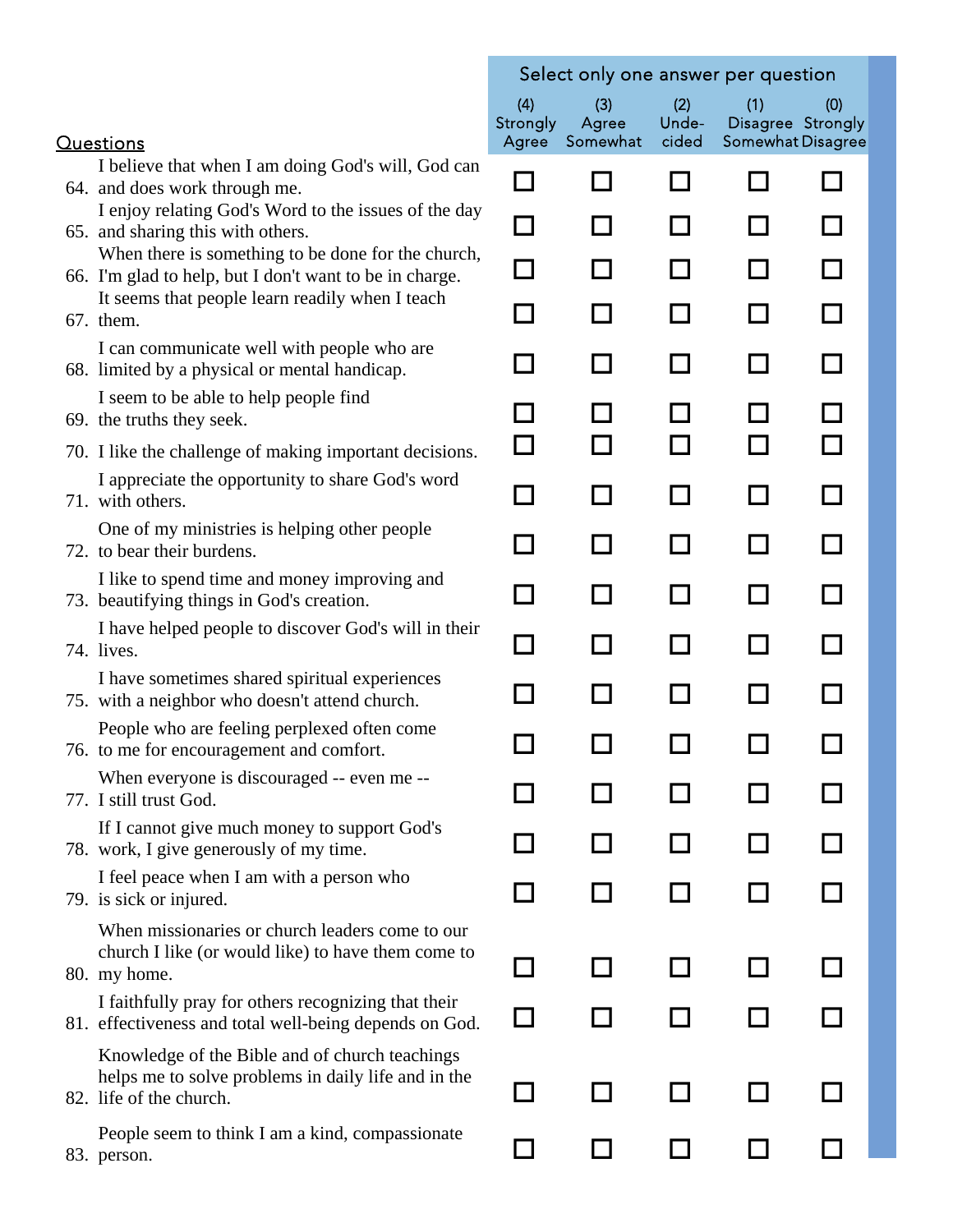| Questions | Select only one answer per question | | | | |
|---|---|---|---|---|---|
| | (4) Strongly Agree | (3) Agree Somewhat | (2) Undecided | (1) Disagree Somewhat | (0) Strongly Disagree |
| 64. I believe that when I am doing God's will, God can and does work through me. | ☐ | ☐ | ☐ | ☐ | ☐ |
| 65. I enjoy relating God's Word to the issues of the day and sharing this with others. | ☐ | ☐ | ☐ | ☐ | ☐ |
| 66. When there is something to be done for the church, I'm glad to help, but I don't want to be in charge. | ☐ | ☐ | ☐ | ☐ | ☐ |
| 67. It seems that people learn readily when I teach them. | ☐ | ☐ | ☐ | ☐ | ☐ |
| 68. I can communicate well with people who are limited by a physical or mental handicap. | ☐ | ☐ | ☐ | ☐ | ☐ |
| 69. I seem to be able to help people find the truths they seek. | ☐ | ☐ | ☐ | ☐ | ☐ |
| 70. I like the challenge of making important decisions. | ☐ | ☐ | ☐ | ☐ | ☐ |
| 71. I appreciate the opportunity to share God's word with others. | ☐ | ☐ | ☐ | ☐ | ☐ |
| 72. One of my ministries is helping other people to bear their burdens. | ☐ | ☐ | ☐ | ☐ | ☐ |
| 73. I like to spend time and money improving and beautifying things in God's creation. | ☐ | ☐ | ☐ | ☐ | ☐ |
| 74. I have helped people to discover God's will in their lives. | ☐ | ☐ | ☐ | ☐ | ☐ |
| 75. I have sometimes shared spiritual experiences with a neighbor who doesn't attend church. | ☐ | ☐ | ☐ | ☐ | ☐ |
| 76. People who are feeling perplexed often come to me for encouragement and comfort. | ☐ | ☐ | ☐ | ☐ | ☐ |
| 77. When everyone is discouraged -- even me -- I still trust God. | ☐ | ☐ | ☐ | ☐ | ☐ |
| 78. If I cannot give much money to support God's work, I give generously of my time. | ☐ | ☐ | ☐ | ☐ | ☐ |
| 79. I feel peace when I am with a person who is sick or injured. | ☐ | ☐ | ☐ | ☐ | ☐ |
| 80. When missionaries or church leaders come to our church I like (or would like) to have them come to my home. | ☐ | ☐ | ☐ | ☐ | ☐ |
| 81. I faithfully pray for others recognizing that their effectiveness and total well-being depends on God. | ☐ | ☐ | ☐ | ☐ | ☐ |
| 82. Knowledge of the Bible and of church teachings helps me to solve problems in daily life and in the life of the church. | ☐ | ☐ | ☐ | ☐ | ☐ |
| 83. People seem to think I am a kind, compassionate person. | ☐ | ☐ | ☐ | ☐ | ☐ |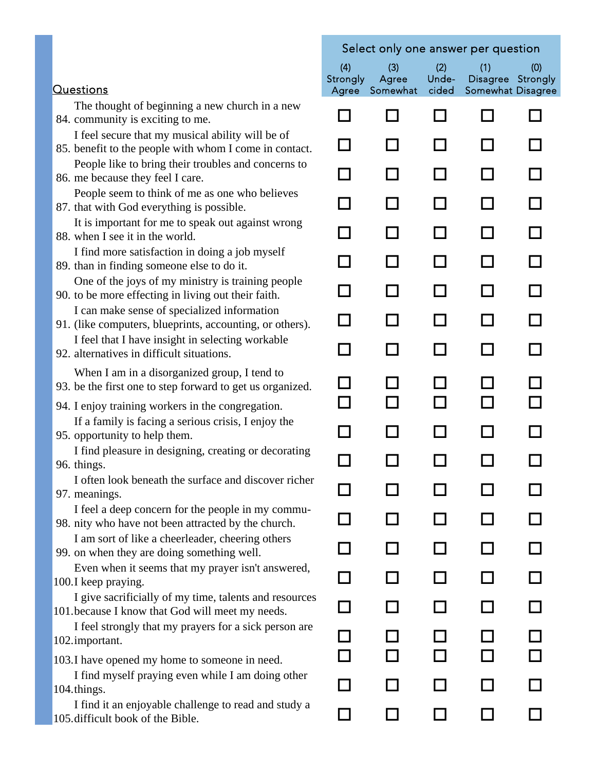Select only one answer per question

| Questions | (4) Strongly Agree | (3) Agree Somewhat | (2) Unde-cided | (1) Disagree Somewhat | (0) Strongly Disagree |
|---|---|---|---|---|---|
| 84. The thought of beginning a new church in a new community is exciting to me. | ☐ | ☐ | ☐ | ☐ | ☐ |
| 85. I feel secure that my musical ability will be of benefit to the people with whom I come in contact. | ☐ | ☐ | ☐ | ☐ | ☐ |
| 86. People like to bring their troubles and concerns to me because they feel I care. | ☐ | ☐ | ☐ | ☐ | ☐ |
| 87. People seem to think of me as one who believes that with God everything is possible. | ☐ | ☐ | ☐ | ☐ | ☐ |
| 88. It is important for me to speak out against wrong when I see it in the world. | ☐ | ☐ | ☐ | ☐ | ☐ |
| 89. I find more satisfaction in doing a job myself than in finding someone else to do it. | ☐ | ☐ | ☐ | ☐ | ☐ |
| 90. One of the joys of my ministry is training people to be more effecting in living out their faith. | ☐ | ☐ | ☐ | ☐ | ☐ |
| 91. I can make sense of specialized information (like computers, blueprints, accounting, or others). | ☐ | ☐ | ☐ | ☐ | ☐ |
| 92. I feel that I have insight in selecting workable alternatives in difficult situations. | ☐ | ☐ | ☐ | ☐ | ☐ |
| 93. When I am in a disorganized group, I tend to be the first one to step forward to get us organized. | ☐ | ☐ | ☐ | ☐ | ☐ |
| 94. I enjoy training workers in the congregation. | ☐ | ☐ | ☐ | ☐ | ☐ |
| 95. If a family is facing a serious crisis, I enjoy the opportunity to help them. | ☐ | ☐ | ☐ | ☐ | ☐ |
| 96. I find pleasure in designing, creating or decorating things. | ☐ | ☐ | ☐ | ☐ | ☐ |
| 97. I often look beneath the surface and discover richer meanings. | ☐ | ☐ | ☐ | ☐ | ☐ |
| 98. I feel a deep concern for the people in my community who have not been attracted by the church. | ☐ | ☐ | ☐ | ☐ | ☐ |
| 99. I am sort of like a cheerleader, cheering others on when they are doing something well. | ☐ | ☐ | ☐ | ☐ | ☐ |
| 100. Even when it seems that my prayer isn't answered, I keep praying. | ☐ | ☐ | ☐ | ☐ | ☐ |
| 101. I give sacrificially of my time, talents and resources because I know that God will meet my needs. | ☐ | ☐ | ☐ | ☐ | ☐ |
| 102. I feel strongly that my prayers for a sick person are important. | ☐ | ☐ | ☐ | ☐ | ☐ |
| 103. I have opened my home to someone in need. | ☐ | ☐ | ☐ | ☐ | ☐ |
| 104. I find myself praying even while I am doing other things. | ☐ | ☐ | ☐ | ☐ | ☐ |
| 105. I find it an enjoyable challenge to read and study a difficult book of the Bible. | ☐ | ☐ | ☐ | ☐ | ☐ |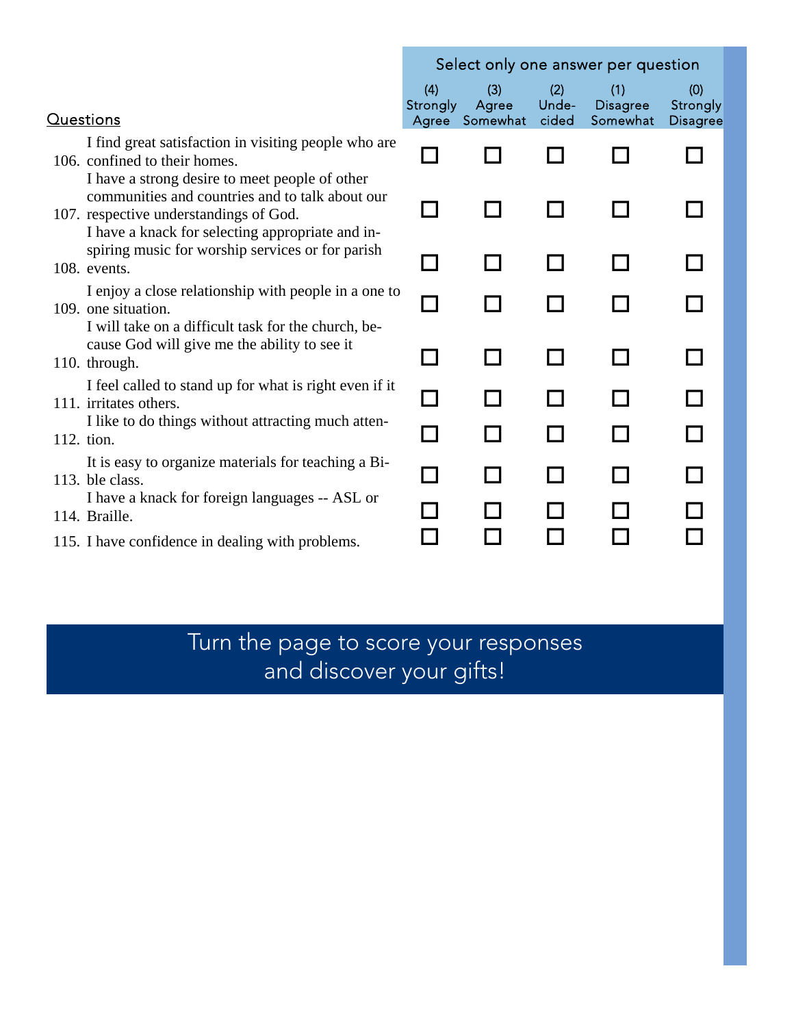| Questions | (4) Strongly Agree | (3) Agree Somewhat | (2) Undecided | (1) Disagree Somewhat | (0) Strongly Disagree |
|---|---|---|---|---|---|
| | Select only one answer per question | | | | |
| 106. I find great satisfaction in visiting people who are confined to their homes. | ☐ | ☐ | ☐ | ☐ | ☐ |
| 107. I have a strong desire to meet people of other communities and countries and to talk about our respective understandings of God. | ☐ | ☐ | ☐ | ☐ | ☐ |
| 108. I have a knack for selecting appropriate and inspiring music for worship services or for parish events. | ☐ | ☐ | ☐ | ☐ | ☐ |
| 109. I enjoy a close relationship with people in a one to one situation. | ☐ | ☐ | ☐ | ☐ | ☐ |
| 110. I will take on a difficult task for the church, because God will give me the ability to see it through. | ☐ | ☐ | ☐ | ☐ | ☐ |
| 111. I feel called to stand up for what is right even if it irritates others. | ☐ | ☐ | ☐ | ☐ | ☐ |
| 112. I like to do things without attracting much attention. | ☐ | ☐ | ☐ | ☐ | ☐ |
| 113. It is easy to organize materials for teaching a Bible class. | ☐ | ☐ | ☐ | ☐ | ☐ |
| 114. I have a knack for foreign languages -- ASL or Braille. | ☐ | ☐ | ☐ | ☐ | ☐ |
| 115. I have confidence in dealing with problems. | ☐ | ☐ | ☐ | ☐ | ☐ |

Turn the page to score your responses and discover your gifts!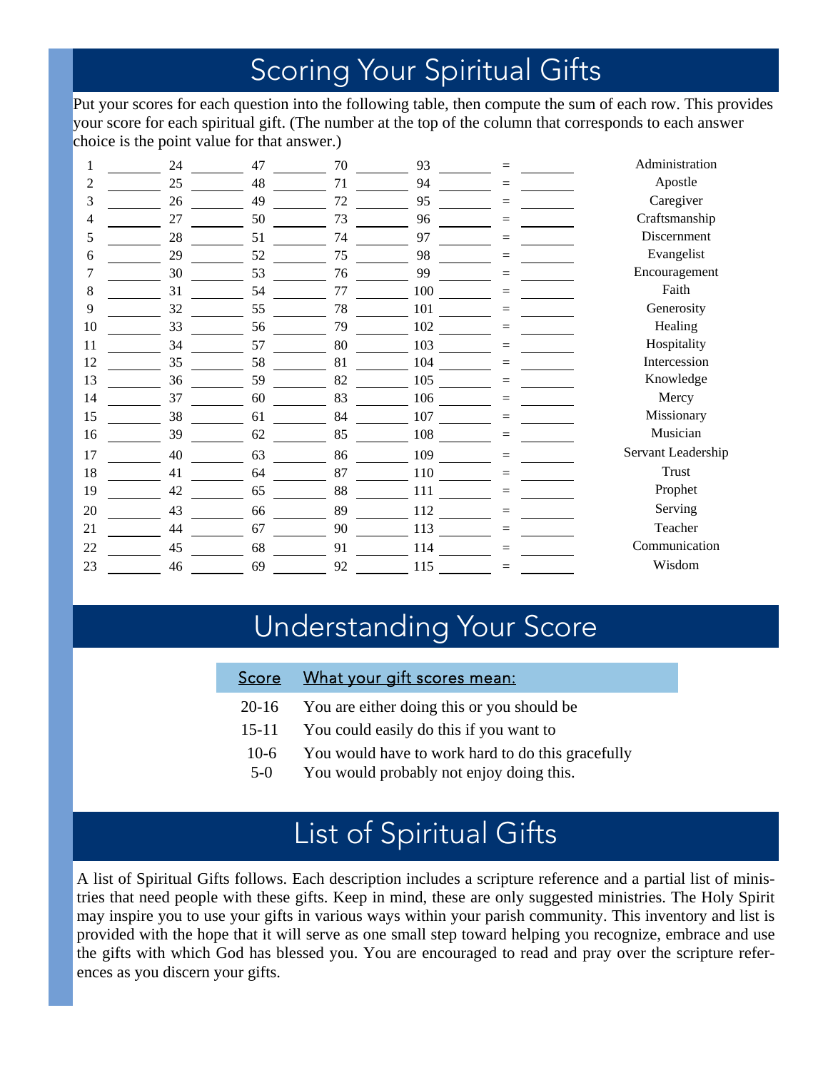## Scoring Your Spiritual Gifts

Put your scores for each question into the following table, then compute the sum of each row. This provides your score for each spiritual gift. (The number at the top of the column that corresponds to each answer choice is the point value for that answer.)

| | | | | | | | | | | | | |
|---|---|---|---|---|---|---|---|---|---|---|---|---|
| 1 | ______ | 24 | ______ | 47 | ______ | 70 | ______ | 93 | ______ | = | ______ | Administration |
| 2 | ______ | 25 | ______ | 48 | ______ | 71 | ______ | 94 | ______ | = | ______ | Apostle |
| 3 | ______ | 26 | ______ | 49 | ______ | 72 | ______ | 95 | ______ | = | ______ | Caregiver |
| 4 | ______ | 27 | ______ | 50 | ______ | 73 | ______ | 96 | ______ | = | ______ | Craftsmanship |
| 5 | ______ | 28 | ______ | 51 | ______ | 74 | ______ | 97 | ______ | = | ______ | Discernment |
| 6 | ______ | 29 | ______ | 52 | ______ | 75 | ______ | 98 | ______ | = | ______ | Evangelist |
| 7 | ______ | 30 | ______ | 53 | ______ | 76 | ______ | 99 | ______ | = | ______ | Encouragement |
| 8 | ______ | 31 | ______ | 54 | ______ | 77 | ______ | 100 | ______ | = | ______ | Faith |
| 9 | ______ | 32 | ______ | 55 | ______ | 78 | ______ | 101 | ______ | = | ______ | Generosity |
| 10 | ______ | 33 | ______ | 56 | ______ | 79 | ______ | 102 | ______ | = | ______ | Healing |
| 11 | ______ | 34 | ______ | 57 | ______ | 80 | ______ | 103 | ______ | = | ______ | Hospitality |
| 12 | ______ | 35 | ______ | 58 | ______ | 81 | ______ | 104 | ______ | = | ______ | Intercession |
| 13 | ______ | 36 | ______ | 59 | ______ | 82 | ______ | 105 | ______ | = | ______ | Knowledge |
| 14 | ______ | 37 | ______ | 60 | ______ | 83 | ______ | 106 | ______ | = | ______ | Mercy |
| 15 | ______ | 38 | ______ | 61 | ______ | 84 | ______ | 107 | ______ | = | ______ | Missionary |
| 16 | ______ | 39 | ______ | 62 | ______ | 85 | ______ | 108 | ______ | = | ______ | Musician |
| 17 | ______ | 40 | ______ | 63 | ______ | 86 | ______ | 109 | ______ | = | ______ | Servant Leadership |
| 18 | ______ | 41 | ______ | 64 | ______ | 87 | ______ | 110 | ______ | = | ______ | Trust |
| 19 | ______ | 42 | ______ | 65 | ______ | 88 | ______ | 111 | ______ | = | ______ | Prophet |
| 20 | ______ | 43 | ______ | 66 | ______ | 89 | ______ | 112 | ______ | = | ______ | Serving |
| 21 | ______ | 44 | ______ | 67 | ______ | 90 | ______ | 113 | ______ | = | ______ | Teacher |
| 22 | ______ | 45 | ______ | 68 | ______ | 91 | ______ | 114 | ______ | = | ______ | Communication |
| 23 | ______ | 46 | ______ | 69 | ______ | 92 | ______ | 115 | ______ | = | ______ | Wisdom |

## Understanding Your Score

| Score | What your gift scores mean: |
|---|---|
| 20-16 | You are either doing this or you should be |
| 15-11 | You could easily do this if you want to |
| 10-6 | You would have to work hard to do this gracefully |
| 5-0 | You would probably not enjoy doing this. |

## List of Spiritual Gifts

A list of Spiritual Gifts follows. Each description includes a scripture reference and a partial list of ministries that need people with these gifts. Keep in mind, these are only suggested ministries. The Holy Spirit may inspire you to use your gifts in various ways within your parish community. This inventory and list is provided with the hope that it will serve as one small step toward helping you recognize, embrace and use the gifts with which God has blessed you. You are encouraged to read and pray over the scripture references as you discern your gifts.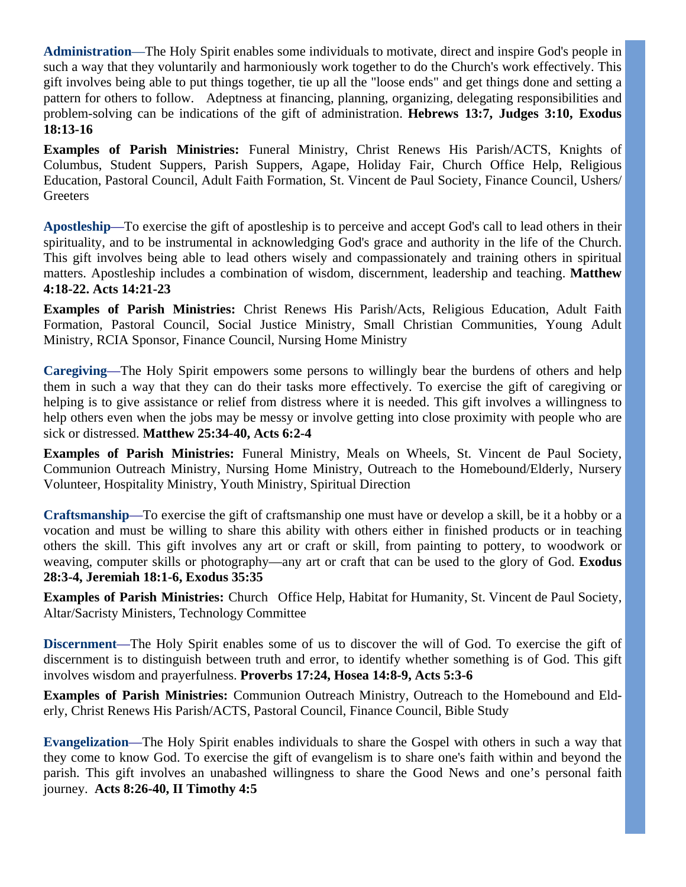**Administration**—The Holy Spirit enables some individuals to motivate, direct and inspire God's people in such a way that they voluntarily and harmoniously work together to do the Church's work effectively. This gift involves being able to put things together, tie up all the "loose ends" and get things done and setting a pattern for others to follow. Adeptness at financing, planning, organizing, delegating responsibilities and problem-solving can be indications of the gift of administration. **Hebrews 13:7, Judges 3:10, Exodus 18:13-16**

**Examples of Parish Ministries:** Funeral Ministry, Christ Renews His Parish/ACTS, Knights of Columbus, Student Suppers, Parish Suppers, Agape, Holiday Fair, Church Office Help, Religious Education, Pastoral Council, Adult Faith Formation, St. Vincent de Paul Society, Finance Council, Ushers/ Greeters

**Apostleship**—To exercise the gift of apostleship is to perceive and accept God's call to lead others in their spirituality, and to be instrumental in acknowledging God's grace and authority in the life of the Church. This gift involves being able to lead others wisely and compassionately and training others in spiritual matters. Apostleship includes a combination of wisdom, discernment, leadership and teaching. **Matthew 4:18-22. Acts 14:21-23**

**Examples of Parish Ministries:** Christ Renews His Parish/Acts, Religious Education, Adult Faith Formation, Pastoral Council, Social Justice Ministry, Small Christian Communities, Young Adult Ministry, RCIA Sponsor, Finance Council, Nursing Home Ministry

**Caregiving**—The Holy Spirit empowers some persons to willingly bear the burdens of others and help them in such a way that they can do their tasks more effectively. To exercise the gift of caregiving or helping is to give assistance or relief from distress where it is needed. This gift involves a willingness to help others even when the jobs may be messy or involve getting into close proximity with people who are sick or distressed. **Matthew 25:34-40, Acts 6:2-4**

**Examples of Parish Ministries:** Funeral Ministry, Meals on Wheels, St. Vincent de Paul Society, Communion Outreach Ministry, Nursing Home Ministry, Outreach to the Homebound/Elderly, Nursery Volunteer, Hospitality Ministry, Youth Ministry, Spiritual Direction

**Craftsmanship**—To exercise the gift of craftsmanship one must have or develop a skill, be it a hobby or a vocation and must be willing to share this ability with others either in finished products or in teaching others the skill. This gift involves any art or craft or skill, from painting to pottery, to woodwork or weaving, computer skills or photography—any art or craft that can be used to the glory of God. **Exodus 28:3-4, Jeremiah 18:1-6, Exodus 35:35**

**Examples of Parish Ministries:** Church Office Help, Habitat for Humanity, St. Vincent de Paul Society, Altar/Sacristy Ministers, Technology Committee

**Discernment**—The Holy Spirit enables some of us to discover the will of God. To exercise the gift of discernment is to distinguish between truth and error, to identify whether something is of God. This gift involves wisdom and prayerfulness. **Proverbs 17:24, Hosea 14:8-9, Acts 5:3-6**

**Examples of Parish Ministries:** Communion Outreach Ministry, Outreach to the Homebound and Elderly, Christ Renews His Parish/ACTS, Pastoral Council, Finance Council, Bible Study

**Evangelization**—The Holy Spirit enables individuals to share the Gospel with others in such a way that they come to know God. To exercise the gift of evangelism is to share one's faith within and beyond the parish. This gift involves an unabashed willingness to share the Good News and one's personal faith journey. **Acts 8:26-40, II Timothy 4:5**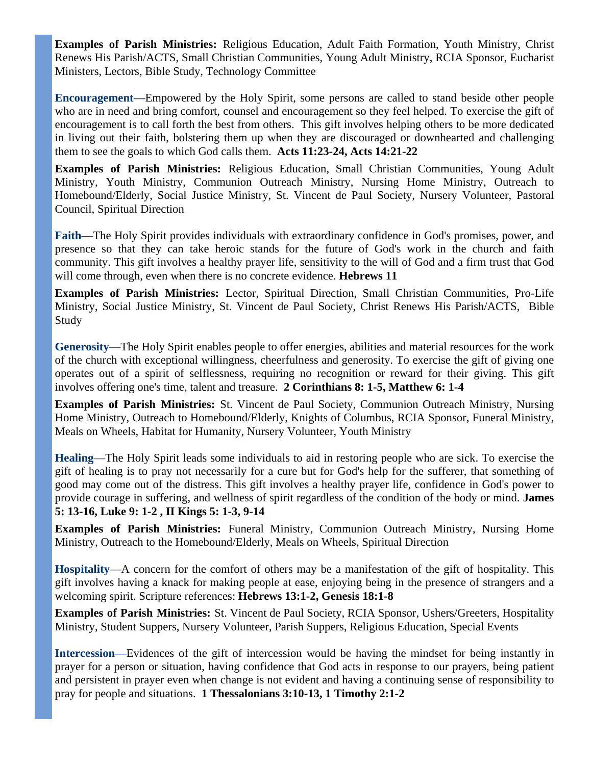**Examples of Parish Ministries:** Religious Education, Adult Faith Formation, Youth Ministry, Christ Renews His Parish/ACTS, Small Christian Communities, Young Adult Ministry, RCIA Sponsor, Eucharist Ministers, Lectors, Bible Study, Technology Committee

**Encouragement**—Empowered by the Holy Spirit, some persons are called to stand beside other people who are in need and bring comfort, counsel and encouragement so they feel helped. To exercise the gift of encouragement is to call forth the best from others. This gift involves helping others to be more dedicated in living out their faith, bolstering them up when they are discouraged or downhearted and challenging them to see the goals to which God calls them. **Acts 11:23-24, Acts 14:21-22**

**Examples of Parish Ministries:** Religious Education, Small Christian Communities, Young Adult Ministry, Youth Ministry, Communion Outreach Ministry, Nursing Home Ministry, Outreach to Homebound/Elderly, Social Justice Ministry, St. Vincent de Paul Society, Nursery Volunteer, Pastoral Council, Spiritual Direction

**Faith**—The Holy Spirit provides individuals with extraordinary confidence in God's promises, power, and presence so that they can take heroic stands for the future of God's work in the church and faith community. This gift involves a healthy prayer life, sensitivity to the will of God and a firm trust that God will come through, even when there is no concrete evidence. **Hebrews 11**

**Examples of Parish Ministries:** Lector, Spiritual Direction, Small Christian Communities, Pro-Life Ministry, Social Justice Ministry, St. Vincent de Paul Society, Christ Renews His Parish/ACTS, Bible Study

**Generosity**—The Holy Spirit enables people to offer energies, abilities and material resources for the work of the church with exceptional willingness, cheerfulness and generosity. To exercise the gift of giving one operates out of a spirit of selflessness, requiring no recognition or reward for their giving. This gift involves offering one's time, talent and treasure. **2 Corinthians 8: 1-5, Matthew 6: 1-4**

**Examples of Parish Ministries:** St. Vincent de Paul Society, Communion Outreach Ministry, Nursing Home Ministry, Outreach to Homebound/Elderly, Knights of Columbus, RCIA Sponsor, Funeral Ministry, Meals on Wheels, Habitat for Humanity, Nursery Volunteer, Youth Ministry

**Healing**—The Holy Spirit leads some individuals to aid in restoring people who are sick. To exercise the gift of healing is to pray not necessarily for a cure but for God's help for the sufferer, that something of good may come out of the distress. This gift involves a healthy prayer life, confidence in God's power to provide courage in suffering, and wellness of spirit regardless of the condition of the body or mind. **James 5: 13-16, Luke 9: 1-2 , II Kings 5: 1-3, 9-14**

**Examples of Parish Ministries:** Funeral Ministry, Communion Outreach Ministry, Nursing Home Ministry, Outreach to the Homebound/Elderly, Meals on Wheels, Spiritual Direction

**Hospitality**—A concern for the comfort of others may be a manifestation of the gift of hospitality. This gift involves having a knack for making people at ease, enjoying being in the presence of strangers and a welcoming spirit. Scripture references: **Hebrews 13:1-2, Genesis 18:1-8**

**Examples of Parish Ministries:** St. Vincent de Paul Society, RCIA Sponsor, Ushers/Greeters, Hospitality Ministry, Student Suppers, Nursery Volunteer, Parish Suppers, Religious Education, Special Events

**Intercession**—Evidences of the gift of intercession would be having the mindset for being instantly in prayer for a person or situation, having confidence that God acts in response to our prayers, being patient and persistent in prayer even when change is not evident and having a continuing sense of responsibility to pray for people and situations. **1 Thessalonians 3:10-13, 1 Timothy 2:1-2**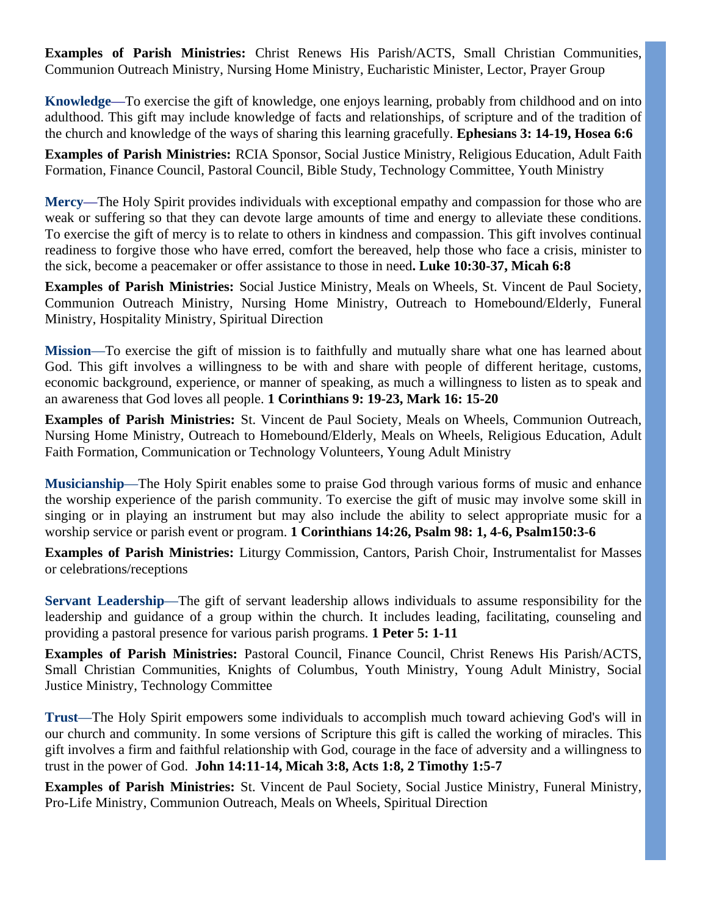**Examples of Parish Ministries:** Christ Renews His Parish/ACTS, Small Christian Communities, Communion Outreach Ministry, Nursing Home Ministry, Eucharistic Minister, Lector, Prayer Group

**Knowledge**—To exercise the gift of knowledge, one enjoys learning, probably from childhood and on into adulthood. This gift may include knowledge of facts and relationships, of scripture and of the tradition of the church and knowledge of the ways of sharing this learning gracefully. **Ephesians 3: 14-19, Hosea 6:6**

**Examples of Parish Ministries:** RCIA Sponsor, Social Justice Ministry, Religious Education, Adult Faith Formation, Finance Council, Pastoral Council, Bible Study, Technology Committee, Youth Ministry

**Mercy**—The Holy Spirit provides individuals with exceptional empathy and compassion for those who are weak or suffering so that they can devote large amounts of time and energy to alleviate these conditions. To exercise the gift of mercy is to relate to others in kindness and compassion. This gift involves continual readiness to forgive those who have erred, comfort the bereaved, help those who face a crisis, minister to the sick, become a peacemaker or offer assistance to those in need**. Luke 10:30-37, Micah 6:8**

**Examples of Parish Ministries:** Social Justice Ministry, Meals on Wheels, St. Vincent de Paul Society, Communion Outreach Ministry, Nursing Home Ministry, Outreach to Homebound/Elderly, Funeral Ministry, Hospitality Ministry, Spiritual Direction

**Mission**—To exercise the gift of mission is to faithfully and mutually share what one has learned about God. This gift involves a willingness to be with and share with people of different heritage, customs, economic background, experience, or manner of speaking, as much a willingness to listen as to speak and an awareness that God loves all people. **1 Corinthians 9: 19-23, Mark 16: 15-20**

**Examples of Parish Ministries:** St. Vincent de Paul Society, Meals on Wheels, Communion Outreach, Nursing Home Ministry, Outreach to Homebound/Elderly, Meals on Wheels, Religious Education, Adult Faith Formation, Communication or Technology Volunteers, Young Adult Ministry

**Musicianship**—The Holy Spirit enables some to praise God through various forms of music and enhance the worship experience of the parish community. To exercise the gift of music may involve some skill in singing or in playing an instrument but may also include the ability to select appropriate music for a worship service or parish event or program. **1 Corinthians 14:26, Psalm 98: 1, 4-6, Psalm150:3-6**

**Examples of Parish Ministries:** Liturgy Commission, Cantors, Parish Choir, Instrumentalist for Masses or celebrations/receptions

**Servant Leadership**—The gift of servant leadership allows individuals to assume responsibility for the leadership and guidance of a group within the church. It includes leading, facilitating, counseling and providing a pastoral presence for various parish programs. **1 Peter 5: 1-11**

**Examples of Parish Ministries:** Pastoral Council, Finance Council, Christ Renews His Parish/ACTS, Small Christian Communities, Knights of Columbus, Youth Ministry, Young Adult Ministry, Social Justice Ministry, Technology Committee

**Trust**—The Holy Spirit empowers some individuals to accomplish much toward achieving God's will in our church and community. In some versions of Scripture this gift is called the working of miracles. This gift involves a firm and faithful relationship with God, courage in the face of adversity and a willingness to trust in the power of God. **John 14:11-14, Micah 3:8, Acts 1:8, 2 Timothy 1:5-7**

**Examples of Parish Ministries:** St. Vincent de Paul Society, Social Justice Ministry, Funeral Ministry, Pro-Life Ministry, Communion Outreach, Meals on Wheels, Spiritual Direction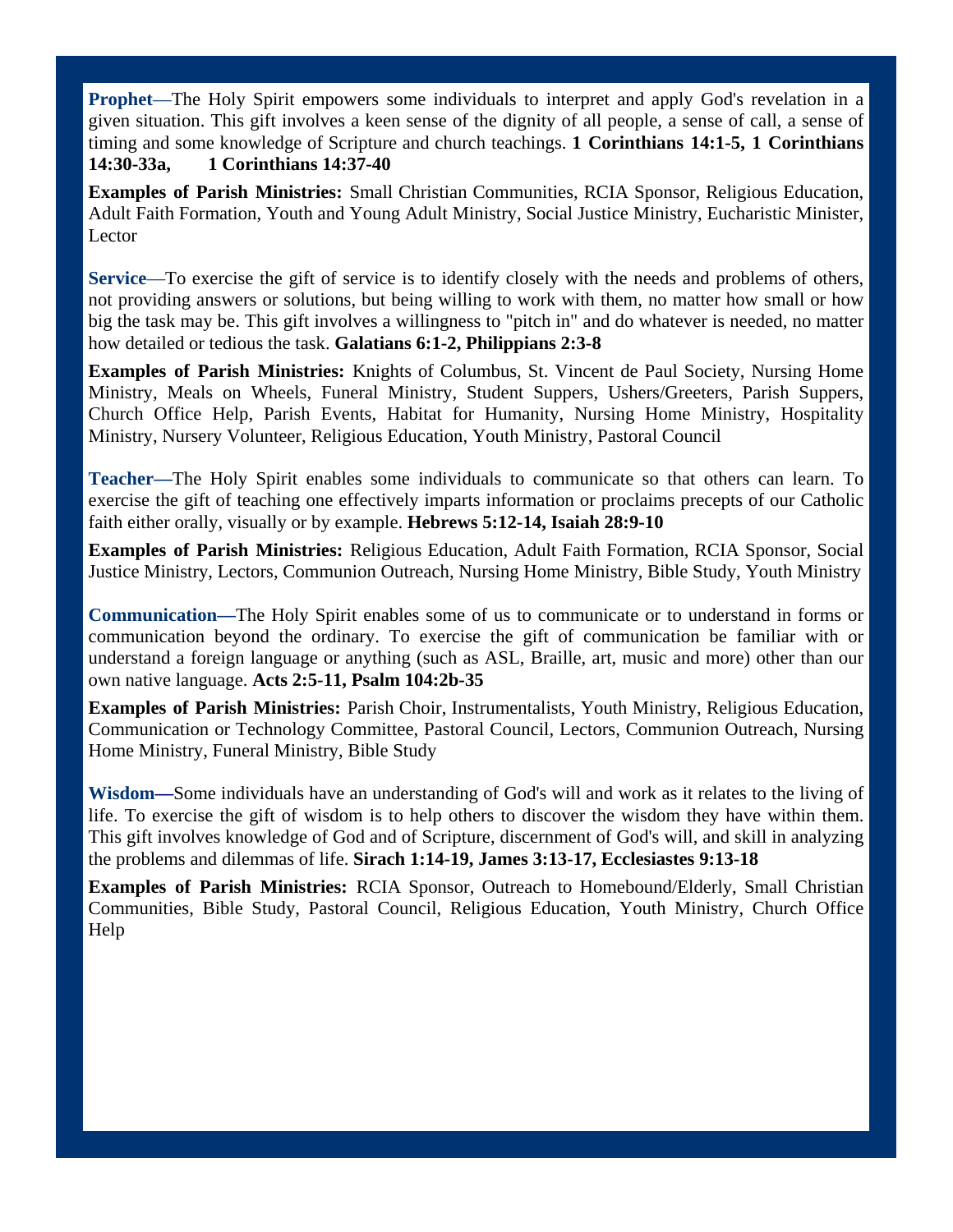**Prophet**—The Holy Spirit empowers some individuals to interpret and apply God's revelation in a given situation. This gift involves a keen sense of the dignity of all people, a sense of call, a sense of timing and some knowledge of Scripture and church teachings. **1 Corinthians 14:1-5, 1 Corinthians 14:30-33a, 1 Corinthians 14:37-40**

**Examples of Parish Ministries:** Small Christian Communities, RCIA Sponsor, Religious Education, Adult Faith Formation, Youth and Young Adult Ministry, Social Justice Ministry, Eucharistic Minister, Lector

**Service**—To exercise the gift of service is to identify closely with the needs and problems of others, not providing answers or solutions, but being willing to work with them, no matter how small or how big the task may be. This gift involves a willingness to "pitch in" and do whatever is needed, no matter how detailed or tedious the task. **Galatians 6:1-2, Philippians 2:3-8**

**Examples of Parish Ministries:** Knights of Columbus, St. Vincent de Paul Society, Nursing Home Ministry, Meals on Wheels, Funeral Ministry, Student Suppers, Ushers/Greeters, Parish Suppers, Church Office Help, Parish Events, Habitat for Humanity, Nursing Home Ministry, Hospitality Ministry, Nursery Volunteer, Religious Education, Youth Ministry, Pastoral Council

**Teacher—**The Holy Spirit enables some individuals to communicate so that others can learn. To exercise the gift of teaching one effectively imparts information or proclaims precepts of our Catholic faith either orally, visually or by example. **Hebrews 5:12-14, Isaiah 28:9-10**

**Examples of Parish Ministries:** Religious Education, Adult Faith Formation, RCIA Sponsor, Social Justice Ministry, Lectors, Communion Outreach, Nursing Home Ministry, Bible Study, Youth Ministry

**Communication—**The Holy Spirit enables some of us to communicate or to understand in forms or communication beyond the ordinary. To exercise the gift of communication be familiar with or understand a foreign language or anything (such as ASL, Braille, art, music and more) other than our own native language. **Acts 2:5-11, Psalm 104:2b-35**

**Examples of Parish Ministries:** Parish Choir, Instrumentalists, Youth Ministry, Religious Education, Communication or Technology Committee, Pastoral Council, Lectors, Communion Outreach, Nursing Home Ministry, Funeral Ministry, Bible Study

**Wisdom—**Some individuals have an understanding of God's will and work as it relates to the living of life. To exercise the gift of wisdom is to help others to discover the wisdom they have within them. This gift involves knowledge of God and of Scripture, discernment of God's will, and skill in analyzing the problems and dilemmas of life. **Sirach 1:14-19, James 3:13-17, Ecclesiastes 9:13-18**

**Examples of Parish Ministries:** RCIA Sponsor, Outreach to Homebound/Elderly, Small Christian Communities, Bible Study, Pastoral Council, Religious Education, Youth Ministry, Church Office Help